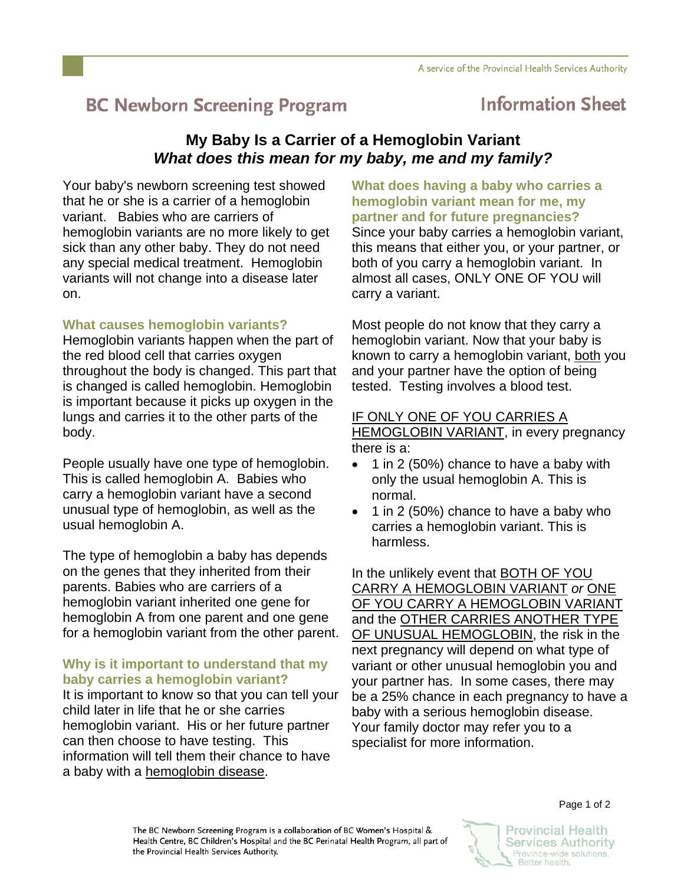A service of the Provincial Health Services Authority

# BC Newborn Screening Program — Information Sheet

## My Baby Is a Carrier of a Hemoglobin Variant
## *What does this mean for my baby, me and my family?*

Your baby's newborn screening test showed that he or she is a carrier of a hemoglobin variant. Babies who are carriers of hemoglobin variants are no more likely to get sick than any other baby. They do not need any special medical treatment. Hemoglobin variants will not change into a disease later on.

### What causes hemoglobin variants?

Hemoglobin variants happen when the part of the red blood cell that carries oxygen throughout the body is changed. This part that is changed is called hemoglobin. Hemoglobin is important because it picks up oxygen in the lungs and carries it to the other parts of the body.

People usually have one type of hemoglobin. This is called hemoglobin A. Babies who carry a hemoglobin variant have a second unusual type of hemoglobin, as well as the usual hemoglobin A.

The type of hemoglobin a baby has depends on the genes that they inherited from their parents. Babies who are carriers of a hemoglobin variant inherited one gene for hemoglobin A from one parent and one gene for a hemoglobin variant from the other parent.

### Why is it important to understand that my baby carries a hemoglobin variant?

It is important to know so that you can tell your child later in life that he or she carries hemoglobin variant. His or her future partner can then choose to have testing. This information will tell them their chance to have a baby with a <u>hemoglobin disease</u>.

### What does having a baby who carries a hemoglobin variant mean for me, my partner and for future pregnancies?

Since your baby carries a hemoglobin variant, this means that either you, or your partner, or both of you carry a hemoglobin variant. In almost all cases, ONLY ONE OF YOU will carry a variant.

Most people do not know that they carry a hemoglobin variant. Now that your baby is known to carry a hemoglobin variant, <u>both</u> you and your partner have the option of being tested. Testing involves a blood test.

<u>IF ONLY ONE OF YOU CARRIES A HEMOGLOBIN VARIANT</u>, in every pregnancy there is a:

- 1 in 2 (50%) chance to have a baby with only the usual hemoglobin A. This is normal.
- 1 in 2 (50%) chance to have a baby who carries a hemoglobin variant. This is harmless.

In the unlikely event that <u>BOTH OF YOU CARRY A HEMOGLOBIN VARIANT</u> *or* <u>ONE OF YOU CARRY A HEMOGLOBIN VARIANT</u> and the <u>OTHER CARRIES ANOTHER TYPE OF UNUSUAL HEMOGLOBIN</u>, the risk in the next pregnancy will depend on what type of variant or other unusual hemoglobin you and your partner has. In some cases, there may be a 25% chance in each pregnancy to have a baby with a serious hemoglobin disease. Your family doctor may refer you to a specialist for more information.

The BC Newborn Screening Program is a collaboration of BC Women's Hospital & Health Centre, BC Children's Hospital and the BC Perinatal Health Program, all part of the Provincial Health Services Authority.

Provincial Health Services Authority — Province-wide solutions. Better health.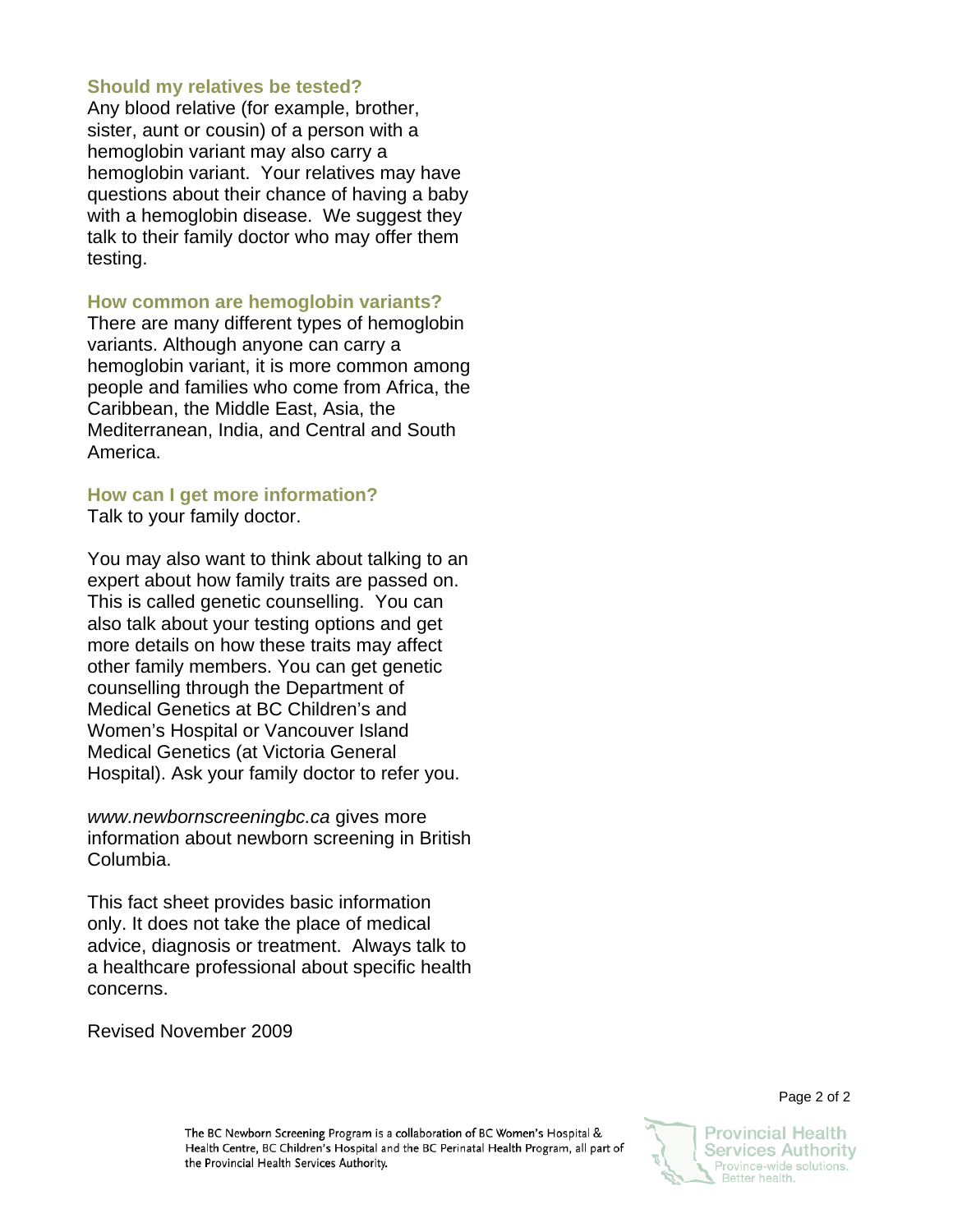### Should my relatives be tested?

Any blood relative (for example, brother, sister, aunt or cousin) of a person with a hemoglobin variant may also carry a hemoglobin variant. Your relatives may have questions about their chance of having a baby with a hemoglobin disease. We suggest they talk to their family doctor who may offer them testing.

### How common are hemoglobin variants?

There are many different types of hemoglobin variants. Although anyone can carry a hemoglobin variant, it is more common among people and families who come from Africa, the Caribbean, the Middle East, Asia, the Mediterranean, India, and Central and South America.

### How can I get more information?

Talk to your family doctor.

You may also want to think about talking to an expert about how family traits are passed on. This is called genetic counselling. You can also talk about your testing options and get more details on how these traits may affect other family members. You can get genetic counselling through the Department of Medical Genetics at BC Children's and Women's Hospital or Vancouver Island Medical Genetics (at Victoria General Hospital). Ask your family doctor to refer you.

*www.newbornscreeningbc.ca* gives more information about newborn screening in British Columbia.

This fact sheet provides basic information only. It does not take the place of medical advice, diagnosis or treatment. Always talk to a healthcare professional about specific health concerns.

Revised November 2009

The BC Newborn Screening Program is a collaboration of BC Women's Hospital & Health Centre, BC Children's Hospital and the BC Perinatal Health Program, all part of the Provincial Health Services Authority.

Provincial Health Services Authority
Province-wide solutions. Better health.